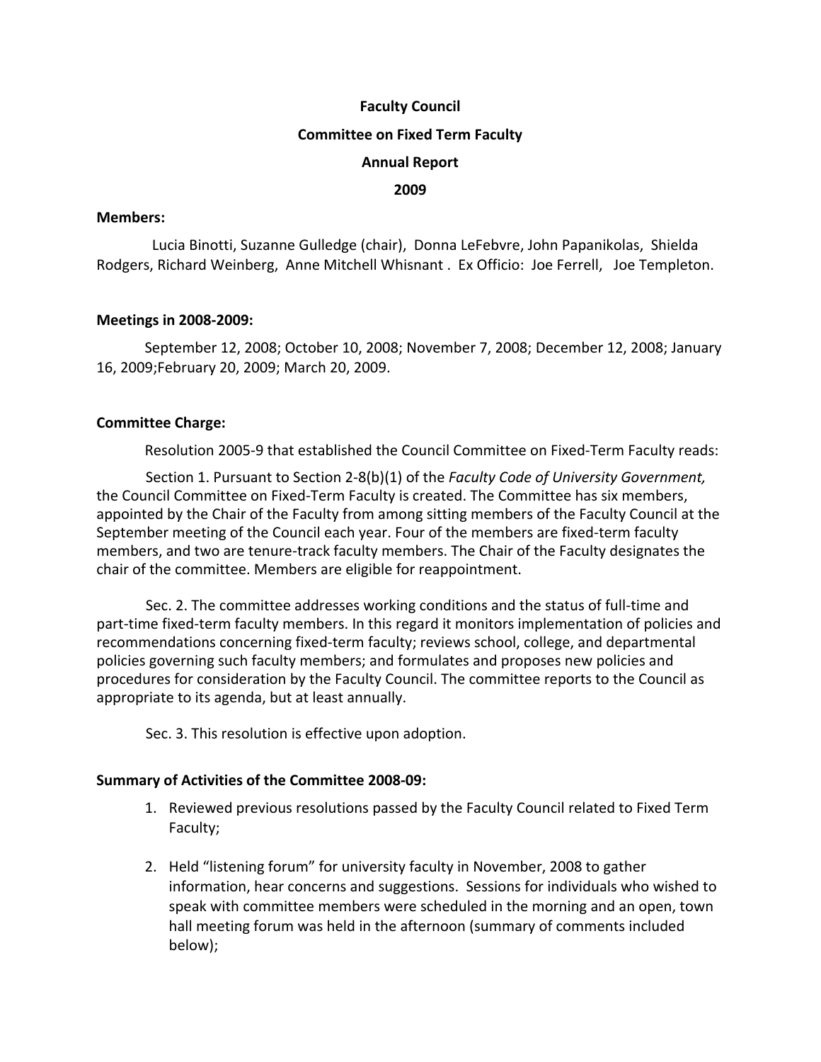**Faculty Council**

**Committee on Fixed Term Faculty**

**Annual Report**

**2009**

**Members:**

Lucia Binotti, Suzanne Gulledge (chair), Donna LeFebvre, John Papanikolas, Shielda Rodgers, Richard Weinberg, Anne Mitchell Whisnant . Ex Officio: Joe Ferrell, Joe Templeton.

**Meetings in 2008-2009:**

September 12, 2008; October 10, 2008; November 7, 2008; December 12, 2008; January 16, 2009;February 20, 2009; March 20, 2009.

**Committee Charge:**

Resolution 2005-9 that established the Council Committee on Fixed-Term Faculty reads:

Section 1. Pursuant to Section 2-8(b)(1) of the *Faculty Code of University Government,* the Council Committee on Fixed-Term Faculty is created. The Committee has six members, appointed by the Chair of the Faculty from among sitting members of the Faculty Council at the September meeting of the Council each year. Four of the members are fixed-term faculty members, and two are tenure-track faculty members. The Chair of the Faculty designates the chair of the committee. Members are eligible for reappointment.

Sec. 2. The committee addresses working conditions and the status of full-time and part-time fixed-term faculty members. In this regard it monitors implementation of policies and recommendations concerning fixed-term faculty; reviews school, college, and departmental policies governing such faculty members; and formulates and proposes new policies and procedures for consideration by the Faculty Council. The committee reports to the Council as appropriate to its agenda, but at least annually.

Sec. 3. This resolution is effective upon adoption.

**Summary of Activities of the Committee 2008-09:**

1. Reviewed previous resolutions passed by the Faculty Council related to Fixed Term Faculty;

2. Held "listening forum" for university faculty in November, 2008 to gather information, hear concerns and suggestions. Sessions for individuals who wished to speak with committee members were scheduled in the morning and an open, town hall meeting forum was held in the afternoon (summary of comments included below);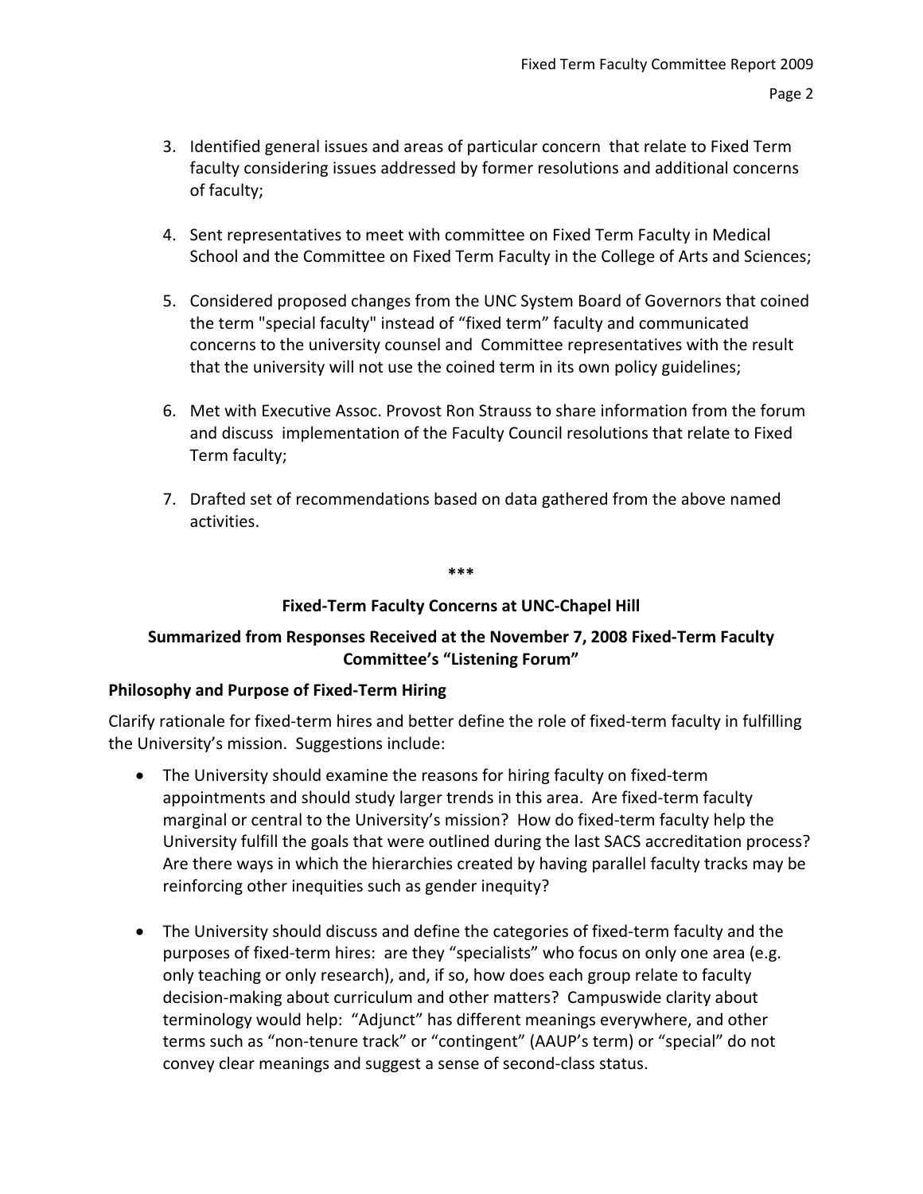3. Identified general issues and areas of particular concern that relate to Fixed Term faculty considering issues addressed by former resolutions and additional concerns of faculty;

4. Sent representatives to meet with committee on Fixed Term Faculty in Medical School and the Committee on Fixed Term Faculty in the College of Arts and Sciences;

5. Considered proposed changes from the UNC System Board of Governors that coined the term "special faculty" instead of "fixed term" faculty and communicated concerns to the university counsel and Committee representatives with the result that the university will not use the coined term in its own policy guidelines;

6. Met with Executive Assoc. Provost Ron Strauss to share information from the forum and discuss implementation of the Faculty Council resolutions that relate to Fixed Term faculty;

7. Drafted set of recommendations based on data gathered from the above named activities.

**\*\*\***

## Fixed-Term Faculty Concerns at UNC-Chapel Hill

## Summarized from Responses Received at the November 7, 2008 Fixed-Term Faculty Committee's "Listening Forum"

### Philosophy and Purpose of Fixed-Term Hiring

Clarify rationale for fixed-term hires and better define the role of fixed-term faculty in fulfilling the University's mission. Suggestions include:

- The University should examine the reasons for hiring faculty on fixed-term appointments and should study larger trends in this area. Are fixed-term faculty marginal or central to the University's mission? How do fixed-term faculty help the University fulfill the goals that were outlined during the last SACS accreditation process? Are there ways in which the hierarchies created by having parallel faculty tracks may be reinforcing other inequities such as gender inequity?

- The University should discuss and define the categories of fixed-term faculty and the purposes of fixed-term hires: are they "specialists" who focus on only one area (e.g. only teaching or only research), and, if so, how does each group relate to faculty decision-making about curriculum and other matters? Campuswide clarity about terminology would help: "Adjunct" has different meanings everywhere, and other terms such as "non-tenure track" or "contingent" (AAUP's term) or "special" do not convey clear meanings and suggest a sense of second-class status.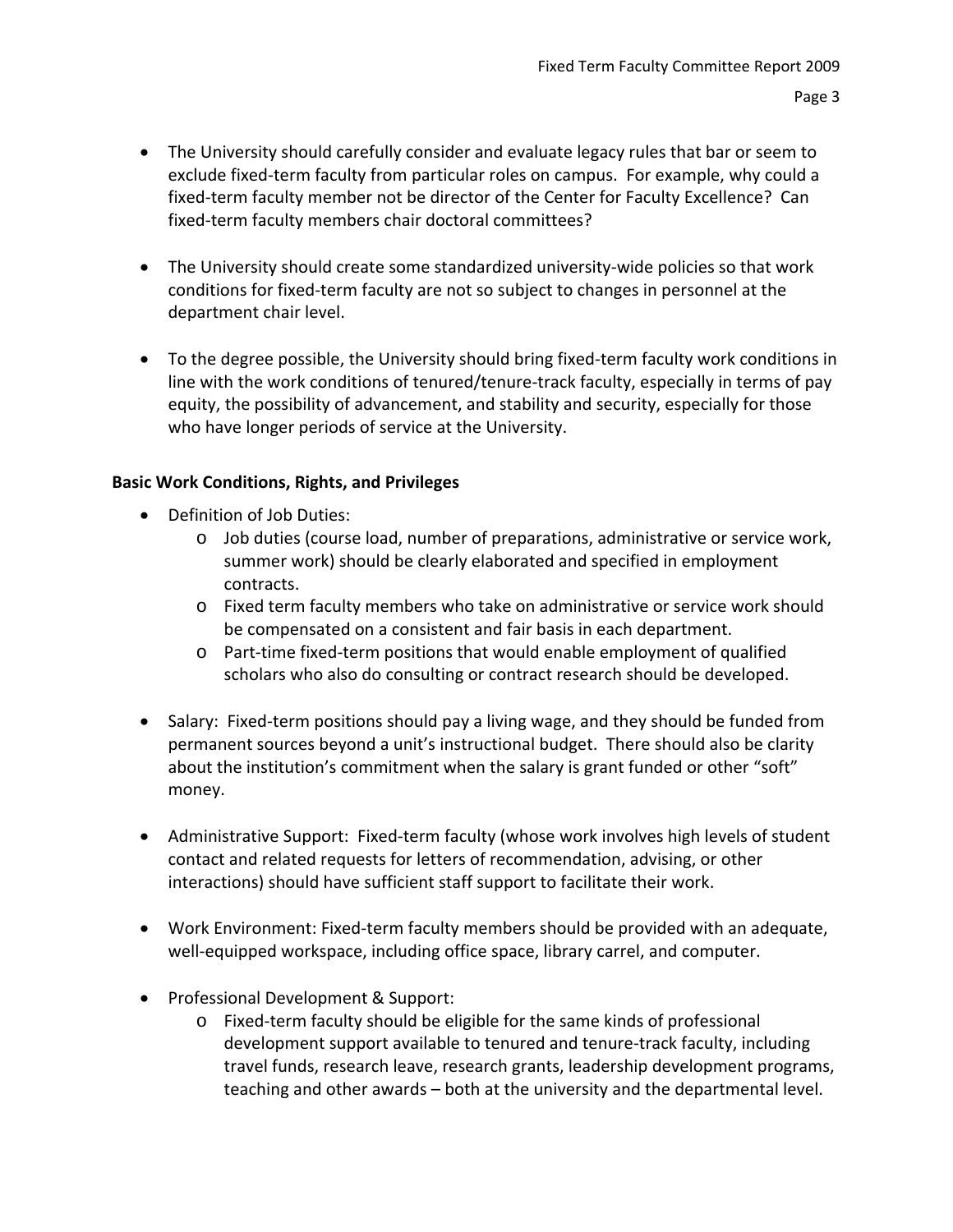- The University should carefully consider and evaluate legacy rules that bar or seem to exclude fixed-term faculty from particular roles on campus. For example, why could a fixed-term faculty member not be director of the Center for Faculty Excellence? Can fixed-term faculty members chair doctoral committees?

- The University should create some standardized university-wide policies so that work conditions for fixed-term faculty are not so subject to changes in personnel at the department chair level.

- To the degree possible, the University should bring fixed-term faculty work conditions in line with the work conditions of tenured/tenure-track faculty, especially in terms of pay equity, the possibility of advancement, and stability and security, especially for those who have longer periods of service at the University.

**Basic Work Conditions, Rights, and Privileges**

- Definition of Job Duties:
  - Job duties (course load, number of preparations, administrative or service work, summer work) should be clearly elaborated and specified in employment contracts.
  - Fixed term faculty members who take on administrative or service work should be compensated on a consistent and fair basis in each department.
  - Part-time fixed-term positions that would enable employment of qualified scholars who also do consulting or contract research should be developed.

- Salary: Fixed-term positions should pay a living wage, and they should be funded from permanent sources beyond a unit's instructional budget. There should also be clarity about the institution's commitment when the salary is grant funded or other "soft" money.

- Administrative Support: Fixed-term faculty (whose work involves high levels of student contact and related requests for letters of recommendation, advising, or other interactions) should have sufficient staff support to facilitate their work.

- Work Environment: Fixed-term faculty members should be provided with an adequate, well-equipped workspace, including office space, library carrel, and computer.

- Professional Development & Support:
  - Fixed-term faculty should be eligible for the same kinds of professional development support available to tenured and tenure-track faculty, including travel funds, research leave, research grants, leadership development programs, teaching and other awards – both at the university and the departmental level.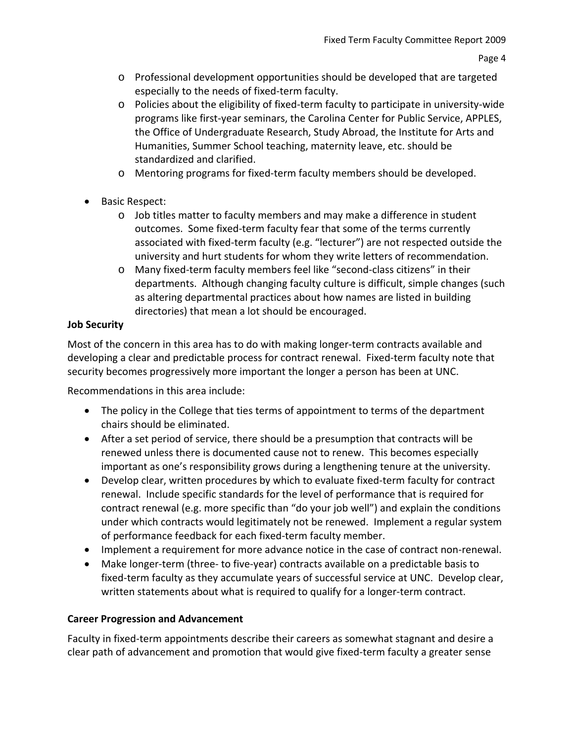- Professional development opportunities should be developed that are targeted especially to the needs of fixed-term faculty.
  - Policies about the eligibility of fixed-term faculty to participate in university-wide programs like first-year seminars, the Carolina Center for Public Service, APPLES, the Office of Undergraduate Research, Study Abroad, the Institute for Arts and Humanities, Summer School teaching, maternity leave, etc. should be standardized and clarified.
  - Mentoring programs for fixed-term faculty members should be developed.

- Basic Respect:
  - Job titles matter to faculty members and may make a difference in student outcomes. Some fixed-term faculty fear that some of the terms currently associated with fixed-term faculty (e.g. "lecturer") are not respected outside the university and hurt students for whom they write letters of recommendation.
  - Many fixed-term faculty members feel like "second-class citizens" in their departments. Although changing faculty culture is difficult, simple changes (such as altering departmental practices about how names are listed in building directories) that mean a lot should be encouraged.

**Job Security**

Most of the concern in this area has to do with making longer-term contracts available and developing a clear and predictable process for contract renewal. Fixed-term faculty note that security becomes progressively more important the longer a person has been at UNC.

Recommendations in this area include:

- The policy in the College that ties terms of appointment to terms of the department chairs should be eliminated.
- After a set period of service, there should be a presumption that contracts will be renewed unless there is documented cause not to renew. This becomes especially important as one's responsibility grows during a lengthening tenure at the university.
- Develop clear, written procedures by which to evaluate fixed-term faculty for contract renewal. Include specific standards for the level of performance that is required for contract renewal (e.g. more specific than "do your job well") and explain the conditions under which contracts would legitimately not be renewed. Implement a regular system of performance feedback for each fixed-term faculty member.
- Implement a requirement for more advance notice in the case of contract non-renewal.
- Make longer-term (three- to five-year) contracts available on a predictable basis to fixed-term faculty as they accumulate years of successful service at UNC. Develop clear, written statements about what is required to qualify for a longer-term contract.

**Career Progression and Advancement**

Faculty in fixed-term appointments describe their careers as somewhat stagnant and desire a clear path of advancement and promotion that would give fixed-term faculty a greater sense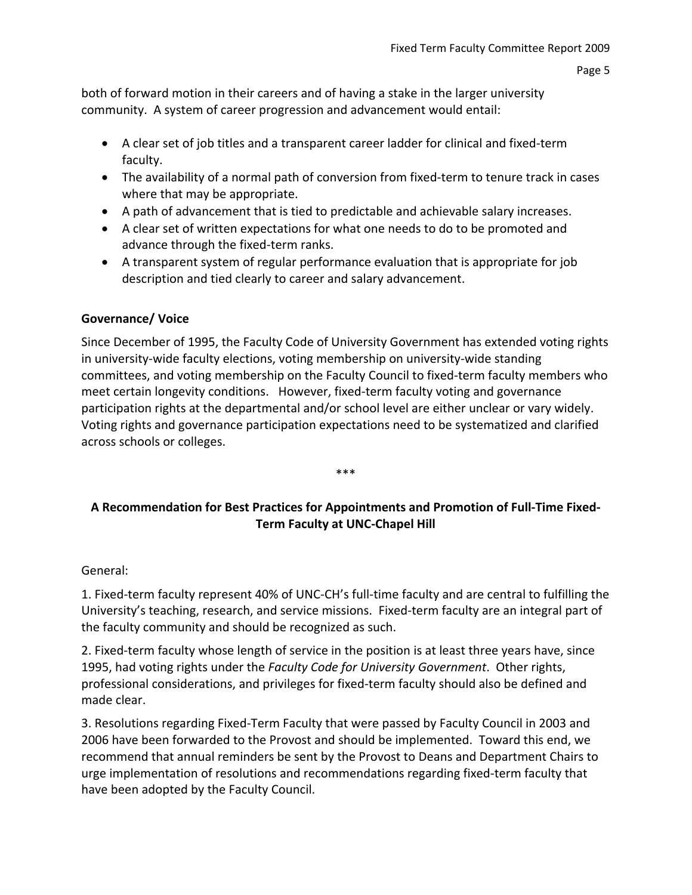both of forward motion in their careers and of having a stake in the larger university community. A system of career progression and advancement would entail:

- A clear set of job titles and a transparent career ladder for clinical and fixed-term faculty.
- The availability of a normal path of conversion from fixed-term to tenure track in cases where that may be appropriate.
- A path of advancement that is tied to predictable and achievable salary increases.
- A clear set of written expectations for what one needs to do to be promoted and advance through the fixed-term ranks.
- A transparent system of regular performance evaluation that is appropriate for job description and tied clearly to career and salary advancement.

**Governance/ Voice**

Since December of 1995, the Faculty Code of University Government has extended voting rights in university-wide faculty elections, voting membership on university-wide standing committees, and voting membership on the Faculty Council to fixed-term faculty members who meet certain longevity conditions. However, fixed-term faculty voting and governance participation rights at the departmental and/or school level are either unclear or vary widely. Voting rights and governance participation expectations need to be systematized and clarified across schools or colleges.

***

## A Recommendation for Best Practices for Appointments and Promotion of Full-Time Fixed-Term Faculty at UNC-Chapel Hill

General:

1. Fixed-term faculty represent 40% of UNC-CH's full-time faculty and are central to fulfilling the University's teaching, research, and service missions. Fixed-term faculty are an integral part of the faculty community and should be recognized as such.

2. Fixed-term faculty whose length of service in the position is at least three years have, since 1995, had voting rights under the *Faculty Code for University Government*. Other rights, professional considerations, and privileges for fixed-term faculty should also be defined and made clear.

3. Resolutions regarding Fixed-Term Faculty that were passed by Faculty Council in 2003 and 2006 have been forwarded to the Provost and should be implemented. Toward this end, we recommend that annual reminders be sent by the Provost to Deans and Department Chairs to urge implementation of resolutions and recommendations regarding fixed-term faculty that have been adopted by the Faculty Council.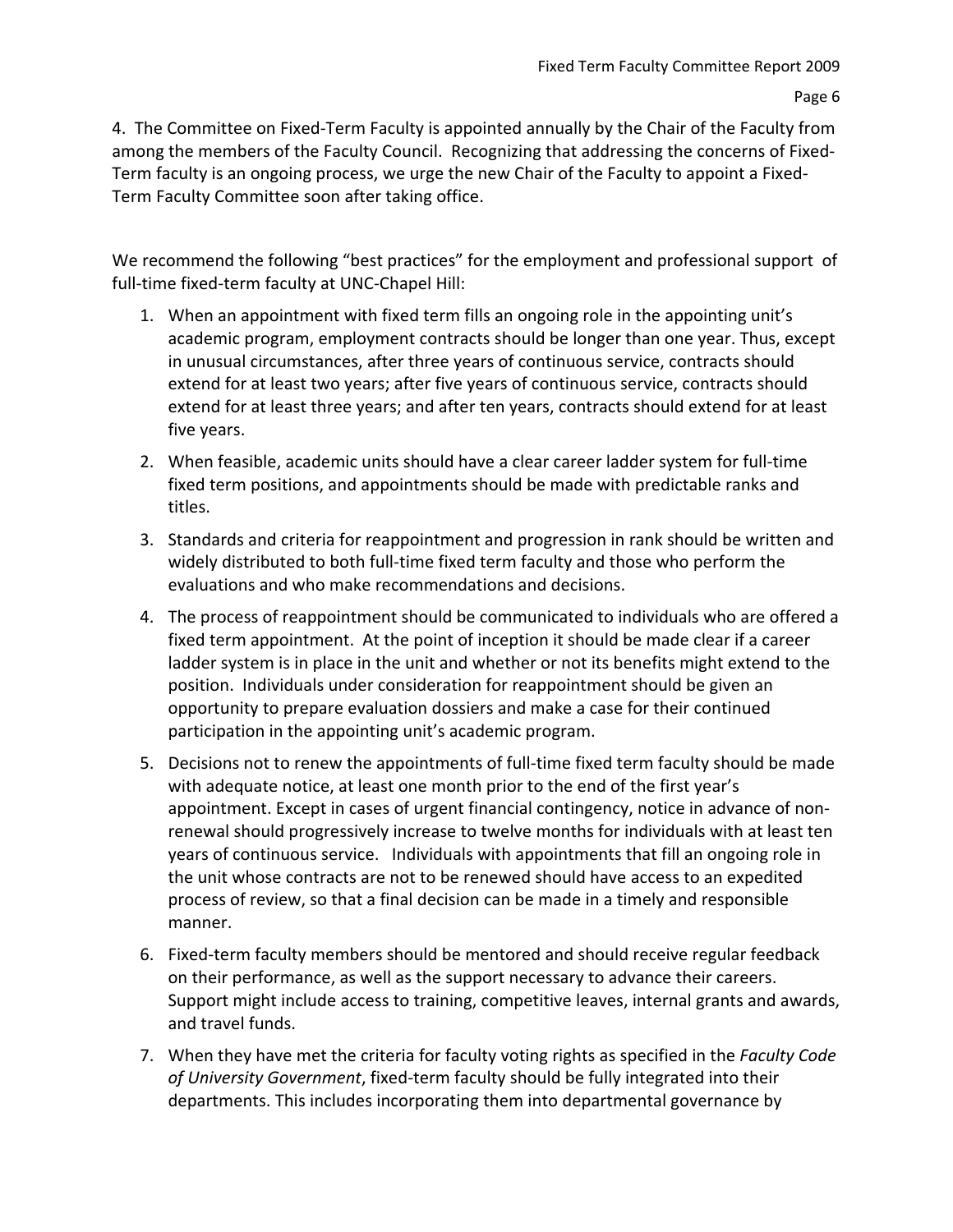4. The Committee on Fixed-Term Faculty is appointed annually by the Chair of the Faculty from among the members of the Faculty Council. Recognizing that addressing the concerns of Fixed-Term faculty is an ongoing process, we urge the new Chair of the Faculty to appoint a Fixed-Term Faculty Committee soon after taking office.

We recommend the following "best practices" for the employment and professional support of full-time fixed-term faculty at UNC-Chapel Hill:

1. When an appointment with fixed term fills an ongoing role in the appointing unit's academic program, employment contracts should be longer than one year. Thus, except in unusual circumstances, after three years of continuous service, contracts should extend for at least two years; after five years of continuous service, contracts should extend for at least three years; and after ten years, contracts should extend for at least five years.
2. When feasible, academic units should have a clear career ladder system for full-time fixed term positions, and appointments should be made with predictable ranks and titles.
3. Standards and criteria for reappointment and progression in rank should be written and widely distributed to both full-time fixed term faculty and those who perform the evaluations and who make recommendations and decisions.
4. The process of reappointment should be communicated to individuals who are offered a fixed term appointment. At the point of inception it should be made clear if a career ladder system is in place in the unit and whether or not its benefits might extend to the position. Individuals under consideration for reappointment should be given an opportunity to prepare evaluation dossiers and make a case for their continued participation in the appointing unit's academic program.
5. Decisions not to renew the appointments of full-time fixed term faculty should be made with adequate notice, at least one month prior to the end of the first year's appointment. Except in cases of urgent financial contingency, notice in advance of non-renewal should progressively increase to twelve months for individuals with at least ten years of continuous service. Individuals with appointments that fill an ongoing role in the unit whose contracts are not to be renewed should have access to an expedited process of review, so that a final decision can be made in a timely and responsible manner.
6. Fixed-term faculty members should be mentored and should receive regular feedback on their performance, as well as the support necessary to advance their careers. Support might include access to training, competitive leaves, internal grants and awards, and travel funds.
7. When they have met the criteria for faculty voting rights as specified in the *Faculty Code of University Government*, fixed-term faculty should be fully integrated into their departments. This includes incorporating them into departmental governance by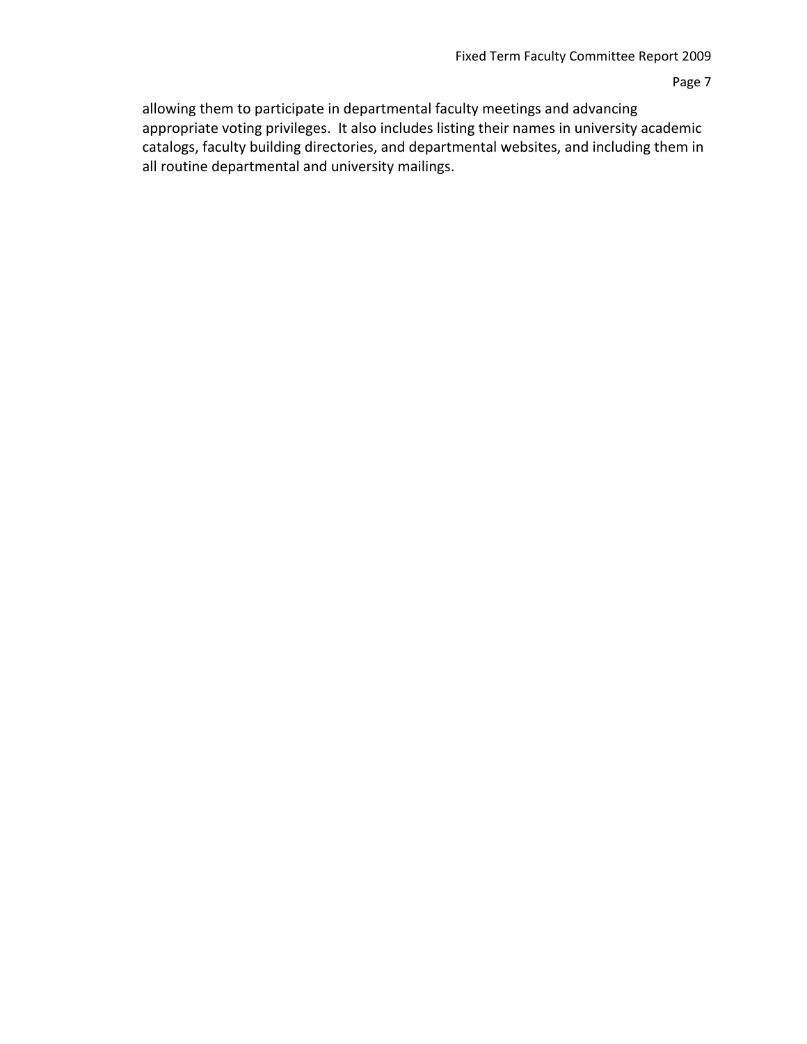allowing them to participate in departmental faculty meetings and advancing appropriate voting privileges. It also includes listing their names in university academic catalogs, faculty building directories, and departmental websites, and including them in all routine departmental and university mailings.